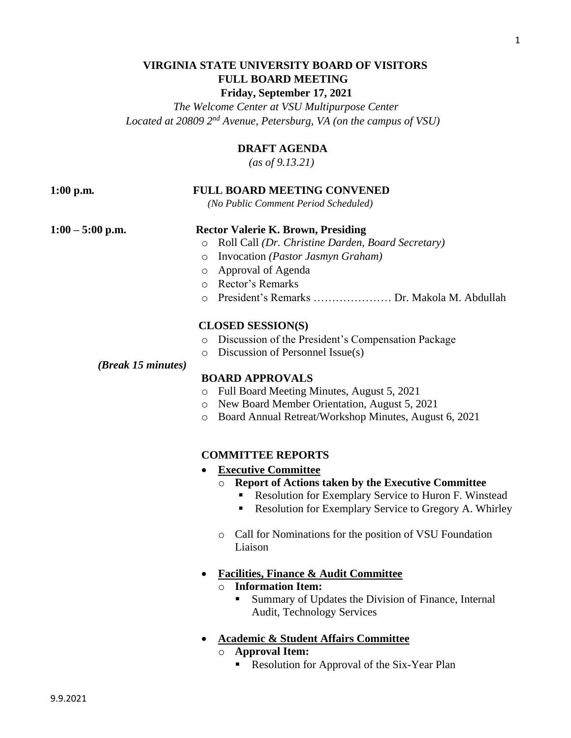# VIRGINIA STATE UNIVERSITY BOARD OF VISITORS
## FULL BOARD MEETING
**Friday, September 17, 2021**

*The Welcome Center at VSU Multipurpose Center*
*Located at 20809 2nd Avenue, Petersburg, VA (on the campus of VSU)*

## DRAFT AGENDA
*(as of 9.13.21)*

**1:00 p.m.** **FULL BOARD MEETING CONVENED**
*(No Public Comment Period Scheduled)*

**1:00 – 5:00 p.m.** **Rector Valerie K. Brown, Presiding**

- Roll Call *(Dr. Christine Darden, Board Secretary)*
- Invocation *(Pastor Jasmyn Graham)*
- Approval of Agenda
- Rector's Remarks
- President's Remarks ………………… Dr. Makola M. Abdullah

**CLOSED SESSION(S)**

- Discussion of the President's Compensation Package
- Discussion of Personnel Issue(s)

*(Break 15 minutes)*

**BOARD APPROVALS**

- Full Board Meeting Minutes, August 5, 2021
- New Board Member Orientation, August 5, 2021
- Board Annual Retreat/Workshop Minutes, August 6, 2021

**COMMITTEE REPORTS**

- **Executive Committee**
  - **Report of Actions taken by the Executive Committee**
    - Resolution for Exemplary Service to Huron F. Winstead
    - Resolution for Exemplary Service to Gregory A. Whirley
  - Call for Nominations for the position of VSU Foundation Liaison
- **Facilities, Finance & Audit Committee**
  - **Information Item:**
    - Summary of Updates the Division of Finance, Internal Audit, Technology Services
- **Academic & Student Affairs Committee**
  - **Approval Item:**
    - Resolution for Approval of the Six-Year Plan

9.9.2021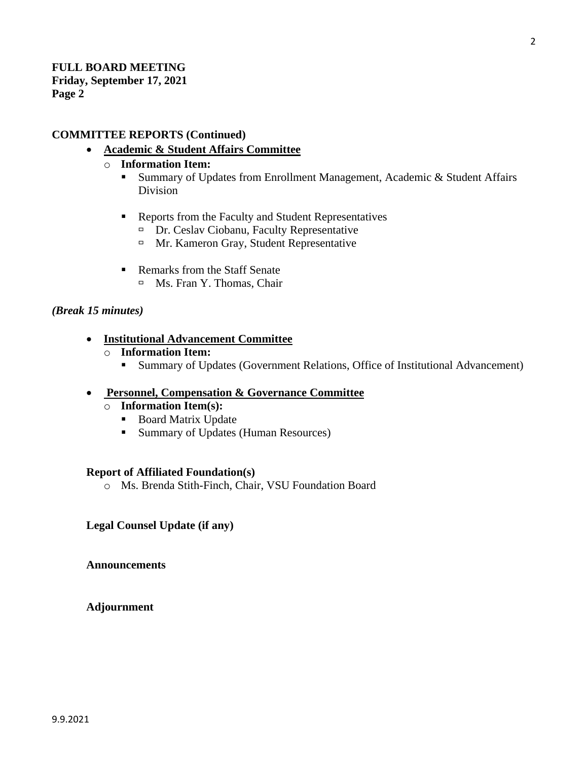**FULL BOARD MEETING**
**Friday, September 17, 2021**
**Page 2**

**COMMITTEE REPORTS (Continued)**

- **Academic & Student Affairs Committee**
  - **Information Item:**
    - Summary of Updates from Enrollment Management, Academic & Student Affairs Division
    - Reports from the Faculty and Student Representatives
      - Dr. Ceslav Ciobanu, Faculty Representative
      - Mr. Kameron Gray, Student Representative
    - Remarks from the Staff Senate
      - Ms. Fran Y. Thomas, Chair

***(Break 15 minutes)***

- **Institutional Advancement Committee**
  - **Information Item:**
    - Summary of Updates (Government Relations, Office of Institutional Advancement)
- **Personnel, Compensation & Governance Committee**
  - **Information Item(s):**
    - Board Matrix Update
    - Summary of Updates (Human Resources)

**Report of Affiliated Foundation(s)**

- Ms. Brenda Stith-Finch, Chair, VSU Foundation Board

**Legal Counsel Update (if any)**

**Announcements**

**Adjournment**

9.9.2021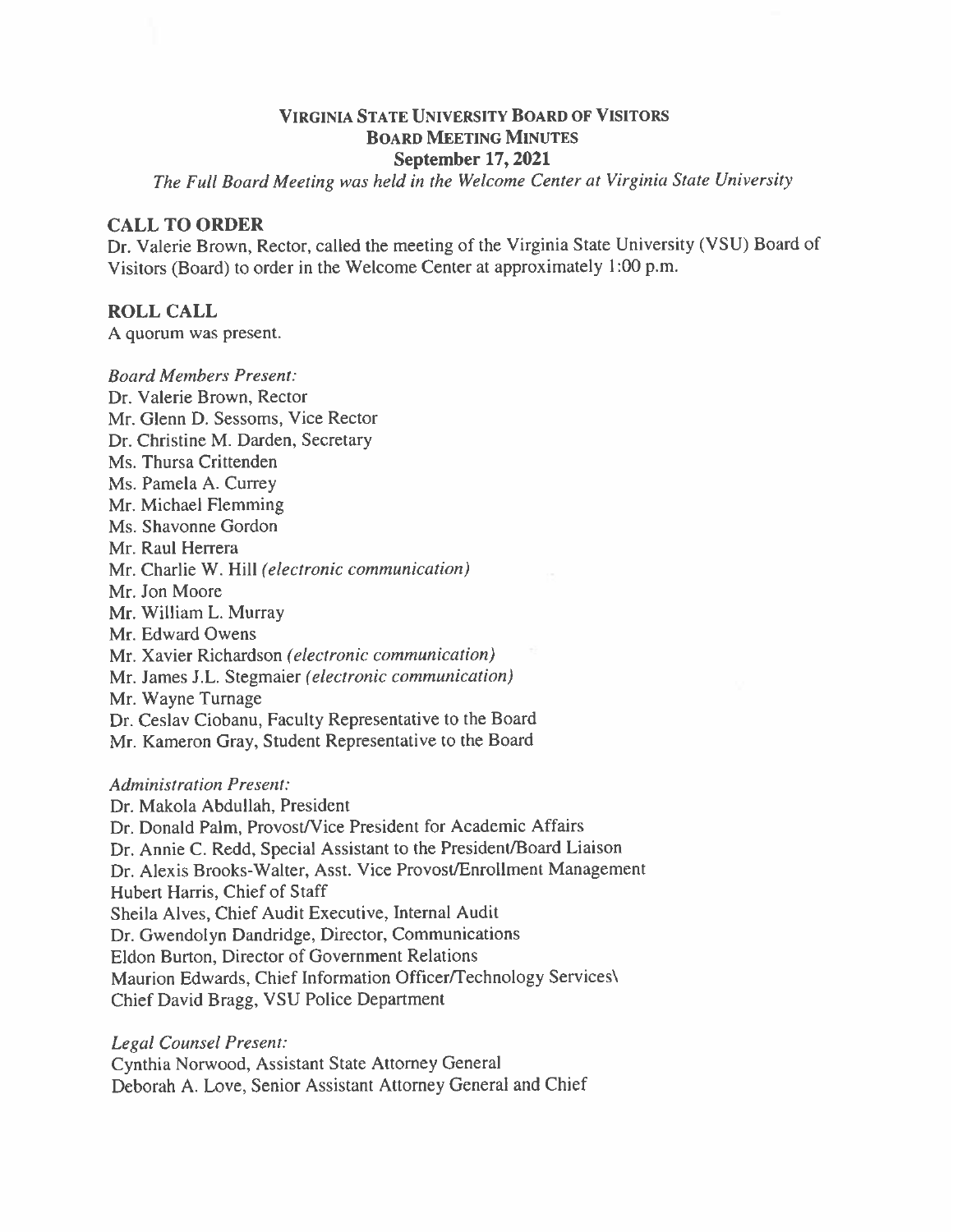# Virginia State University Board of Visitors
## Board Meeting Minutes
### September 17, 2021

*The Full Board Meeting was held in the Welcome Center at Virginia State University*

## CALL TO ORDER

Dr. Valerie Brown, Rector, called the meeting of the Virginia State University (VSU) Board of Visitors (Board) to order in the Welcome Center at approximately 1:00 p.m.

## ROLL CALL

A quorum was present.

*Board Members Present:*

Dr. Valerie Brown, Rector
Mr. Glenn D. Sessoms, Vice Rector
Dr. Christine M. Darden, Secretary
Ms. Thursa Crittenden
Ms. Pamela A. Currey
Mr. Michael Flemming
Ms. Shavonne Gordon
Mr. Raul Herrera
Mr. Charlie W. Hill *(electronic communication)*
Mr. Jon Moore
Mr. William L. Murray
Mr. Edward Owens
Mr. Xavier Richardson *(electronic communication)*
Mr. James J.L. Stegmaier *(electronic communication)*
Mr. Wayne Turnage
Dr. Ceslav Ciobanu, Faculty Representative to the Board
Mr. Kameron Gray, Student Representative to the Board

*Administration Present:*

Dr. Makola Abdullah, President
Dr. Donald Palm, Provost/Vice President for Academic Affairs
Dr. Annie C. Redd, Special Assistant to the President/Board Liaison
Dr. Alexis Brooks-Walter, Asst. Vice Provost/Enrollment Management
Hubert Harris, Chief of Staff
Sheila Alves, Chief Audit Executive, Internal Audit
Dr. Gwendolyn Dandridge, Director, Communications
Eldon Burton, Director of Government Relations
Maurion Edwards, Chief Information Officer/Technology Services\
Chief David Bragg, VSU Police Department

*Legal Counsel Present:*

Cynthia Norwood, Assistant State Attorney General
Deborah A. Love, Senior Assistant Attorney General and Chief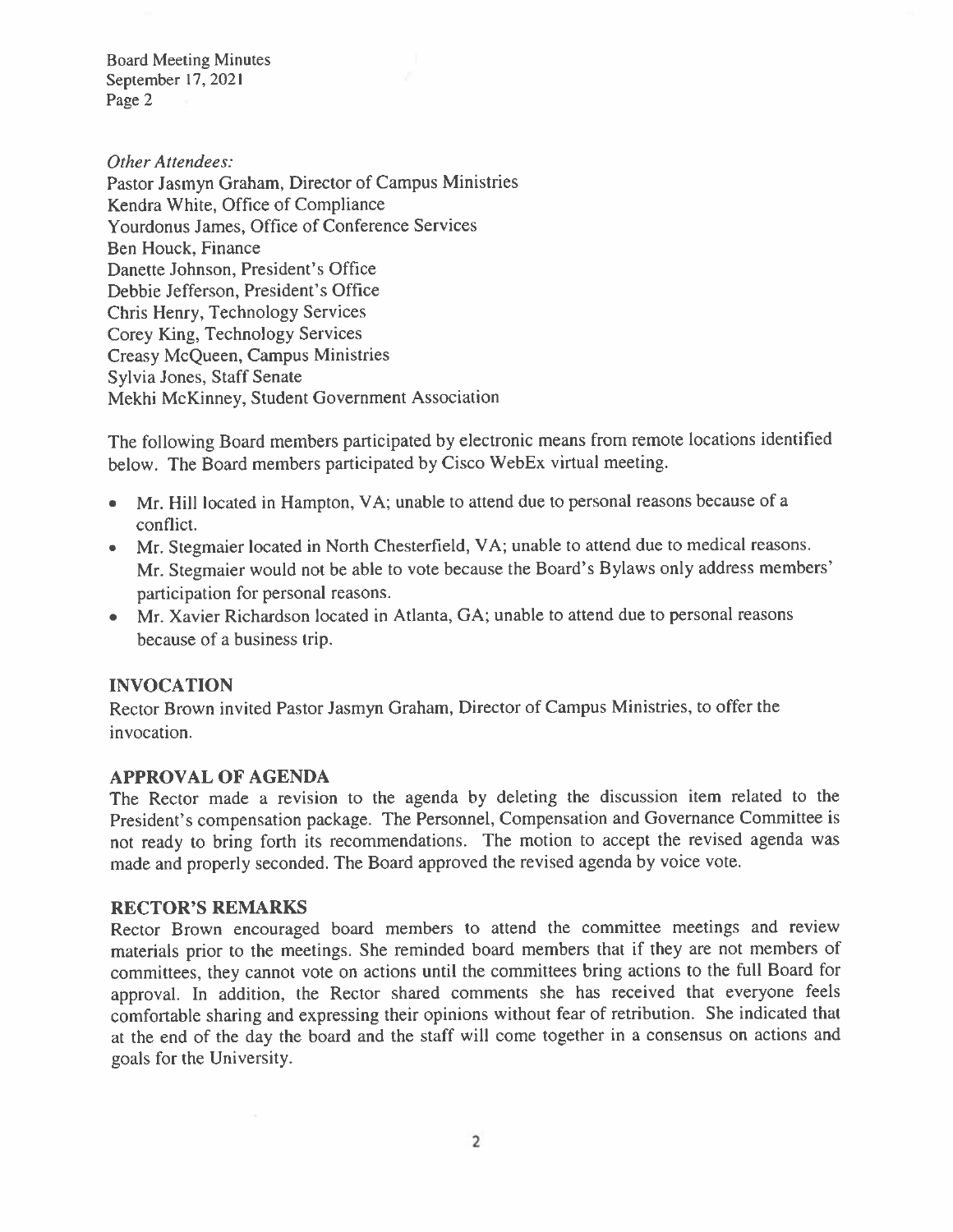*Other Attendees:*
Pastor Jasmyn Graham, Director of Campus Ministries
Kendra White, Office of Compliance
Yourdonus James, Office of Conference Services
Ben Houck, Finance
Danette Johnson, President's Office
Debbie Jefferson, President's Office
Chris Henry, Technology Services
Corey King, Technology Services
Creasy McQueen, Campus Ministries
Sylvia Jones, Staff Senate
Mekhi McKinney, Student Government Association

The following Board members participated by electronic means from remote locations identified below. The Board members participated by Cisco WebEx virtual meeting.

- Mr. Hill located in Hampton, VA; unable to attend due to personal reasons because of a conflict.
- Mr. Stegmaier located in North Chesterfield, VA; unable to attend due to medical reasons. Mr. Stegmaier would not be able to vote because the Board's Bylaws only address members' participation for personal reasons.
- Mr. Xavier Richardson located in Atlanta, GA; unable to attend due to personal reasons because of a business trip.

## INVOCATION

Rector Brown invited Pastor Jasmyn Graham, Director of Campus Ministries, to offer the invocation.

## APPROVAL OF AGENDA

The Rector made a revision to the agenda by deleting the discussion item related to the President's compensation package. The Personnel, Compensation and Governance Committee is not ready to bring forth its recommendations. The motion to accept the revised agenda was made and properly seconded. The Board approved the revised agenda by voice vote.

## RECTOR'S REMARKS

Rector Brown encouraged board members to attend the committee meetings and review materials prior to the meetings. She reminded board members that if they are not members of committees, they cannot vote on actions until the committees bring actions to the full Board for approval. In addition, the Rector shared comments she has received that everyone feels comfortable sharing and expressing their opinions without fear of retribution. She indicated that at the end of the day the board and the staff will come together in a consensus on actions and goals for the University.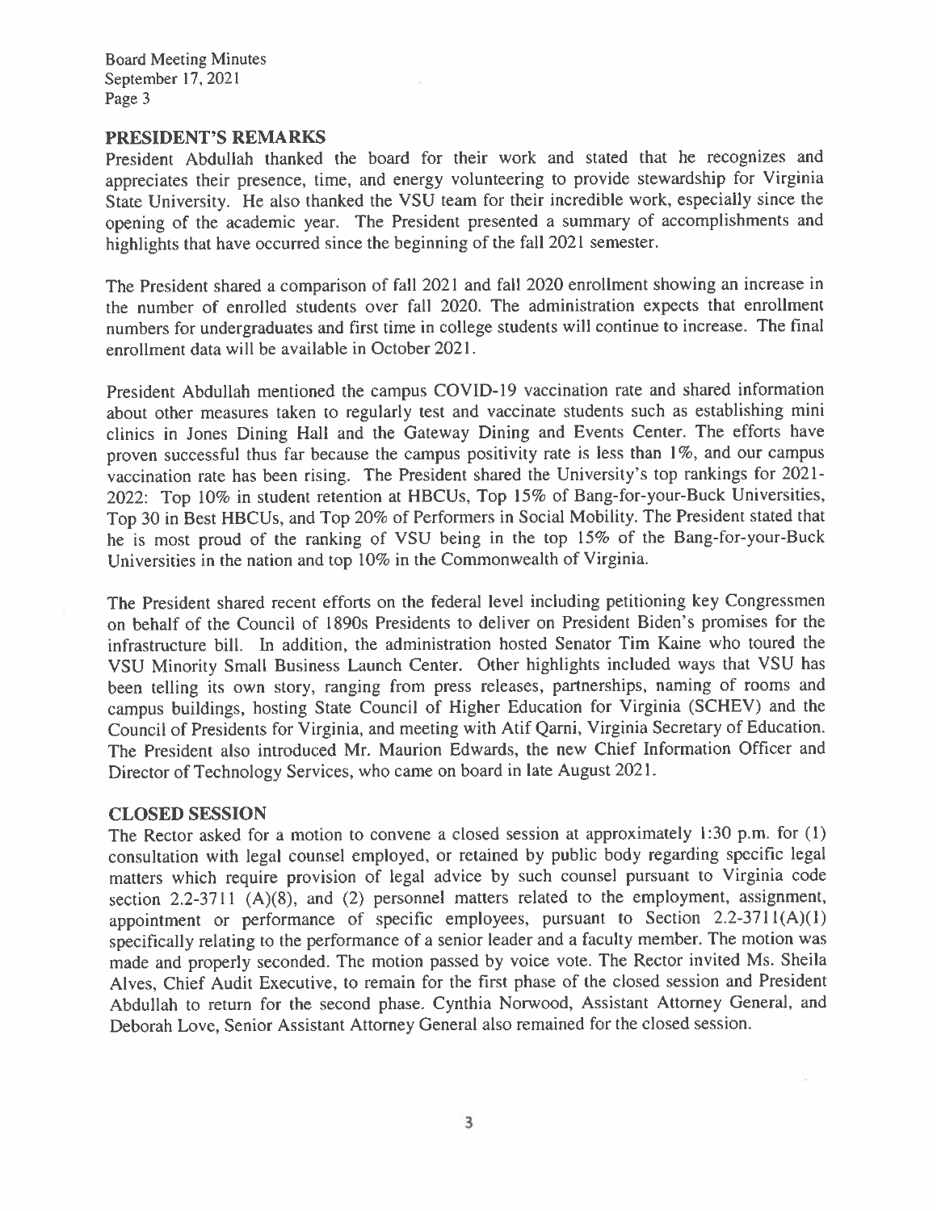## PRESIDENT'S REMARKS

President Abdullah thanked the board for their work and stated that he recognizes and appreciates their presence, time, and energy volunteering to provide stewardship for Virginia State University. He also thanked the VSU team for their incredible work, especially since the opening of the academic year. The President presented a summary of accomplishments and highlights that have occurred since the beginning of the fall 2021 semester.

The President shared a comparison of fall 2021 and fall 2020 enrollment showing an increase in the number of enrolled students over fall 2020. The administration expects that enrollment numbers for undergraduates and first time in college students will continue to increase. The final enrollment data will be available in October 2021.

President Abdullah mentioned the campus COVID-19 vaccination rate and shared information about other measures taken to regularly test and vaccinate students such as establishing mini clinics in Jones Dining Hall and the Gateway Dining and Events Center. The efforts have proven successful thus far because the campus positivity rate is less than 1%, and our campus vaccination rate has been rising. The President shared the University's top rankings for 2021-2022: Top 10% in student retention at HBCUs, Top 15% of Bang-for-your-Buck Universities, Top 30 in Best HBCUs, and Top 20% of Performers in Social Mobility. The President stated that he is most proud of the ranking of VSU being in the top 15% of the Bang-for-your-Buck Universities in the nation and top 10% in the Commonwealth of Virginia.

The President shared recent efforts on the federal level including petitioning key Congressmen on behalf of the Council of 1890s Presidents to deliver on President Biden's promises for the infrastructure bill. In addition, the administration hosted Senator Tim Kaine who toured the VSU Minority Small Business Launch Center. Other highlights included ways that VSU has been telling its own story, ranging from press releases, partnerships, naming of rooms and campus buildings, hosting State Council of Higher Education for Virginia (SCHEV) and the Council of Presidents for Virginia, and meeting with Atif Qarni, Virginia Secretary of Education. The President also introduced Mr. Maurion Edwards, the new Chief Information Officer and Director of Technology Services, who came on board in late August 2021.

## CLOSED SESSION

The Rector asked for a motion to convene a closed session at approximately 1:30 p.m. for (1) consultation with legal counsel employed, or retained by public body regarding specific legal matters which require provision of legal advice by such counsel pursuant to Virginia code section 2.2-3711 (A)(8), and (2) personnel matters related to the employment, assignment, appointment or performance of specific employees, pursuant to Section 2.2-3711(A)(1) specifically relating to the performance of a senior leader and a faculty member. The motion was made and properly seconded. The motion passed by voice vote. The Rector invited Ms. Sheila Alves, Chief Audit Executive, to remain for the first phase of the closed session and President Abdullah to return for the second phase. Cynthia Norwood, Assistant Attorney General, and Deborah Love, Senior Assistant Attorney General also remained for the closed session.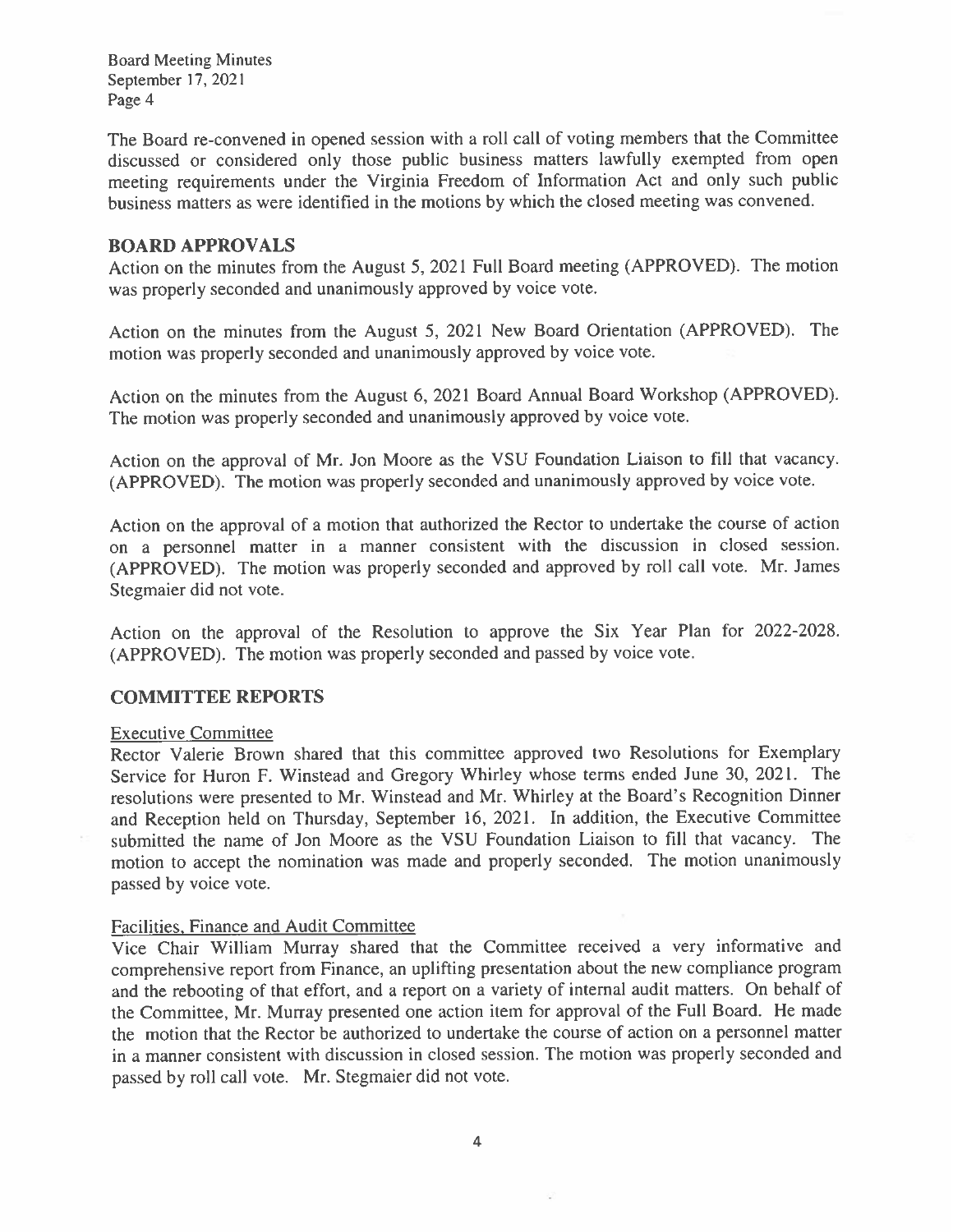The Board re-convened in opened session with a roll call of voting members that the Committee discussed or considered only those public business matters lawfully exempted from open meeting requirements under the Virginia Freedom of Information Act and only such public business matters as were identified in the motions by which the closed meeting was convened.

## BOARD APPROVALS

Action on the minutes from the August 5, 2021 Full Board meeting (APPROVED). The motion was properly seconded and unanimously approved by voice vote.

Action on the minutes from the August 5, 2021 New Board Orientation (APPROVED). The motion was properly seconded and unanimously approved by voice vote.

Action on the minutes from the August 6, 2021 Board Annual Board Workshop (APPROVED). The motion was properly seconded and unanimously approved by voice vote.

Action on the approval of Mr. Jon Moore as the VSU Foundation Liaison to fill that vacancy. (APPROVED). The motion was properly seconded and unanimously approved by voice vote.

Action on the approval of a motion that authorized the Rector to undertake the course of action on a personnel matter in a manner consistent with the discussion in closed session. (APPROVED). The motion was properly seconded and approved by roll call vote. Mr. James Stegmaier did not vote.

Action on the approval of the Resolution to approve the Six Year Plan for 2022-2028. (APPROVED). The motion was properly seconded and passed by voice vote.

## COMMITTEE REPORTS

### Executive Committee

Rector Valerie Brown shared that this committee approved two Resolutions for Exemplary Service for Huron F. Winstead and Gregory Whirley whose terms ended June 30, 2021. The resolutions were presented to Mr. Winstead and Mr. Whirley at the Board's Recognition Dinner and Reception held on Thursday, September 16, 2021. In addition, the Executive Committee submitted the name of Jon Moore as the VSU Foundation Liaison to fill that vacancy. The motion to accept the nomination was made and properly seconded. The motion unanimously passed by voice vote.

### Facilities, Finance and Audit Committee

Vice Chair William Murray shared that the Committee received a very informative and comprehensive report from Finance, an uplifting presentation about the new compliance program and the rebooting of that effort, and a report on a variety of internal audit matters. On behalf of the Committee, Mr. Murray presented one action item for approval of the Full Board. He made the motion that the Rector be authorized to undertake the course of action on a personnel matter in a manner consistent with discussion in closed session. The motion was properly seconded and passed by roll call vote. Mr. Stegmaier did not vote.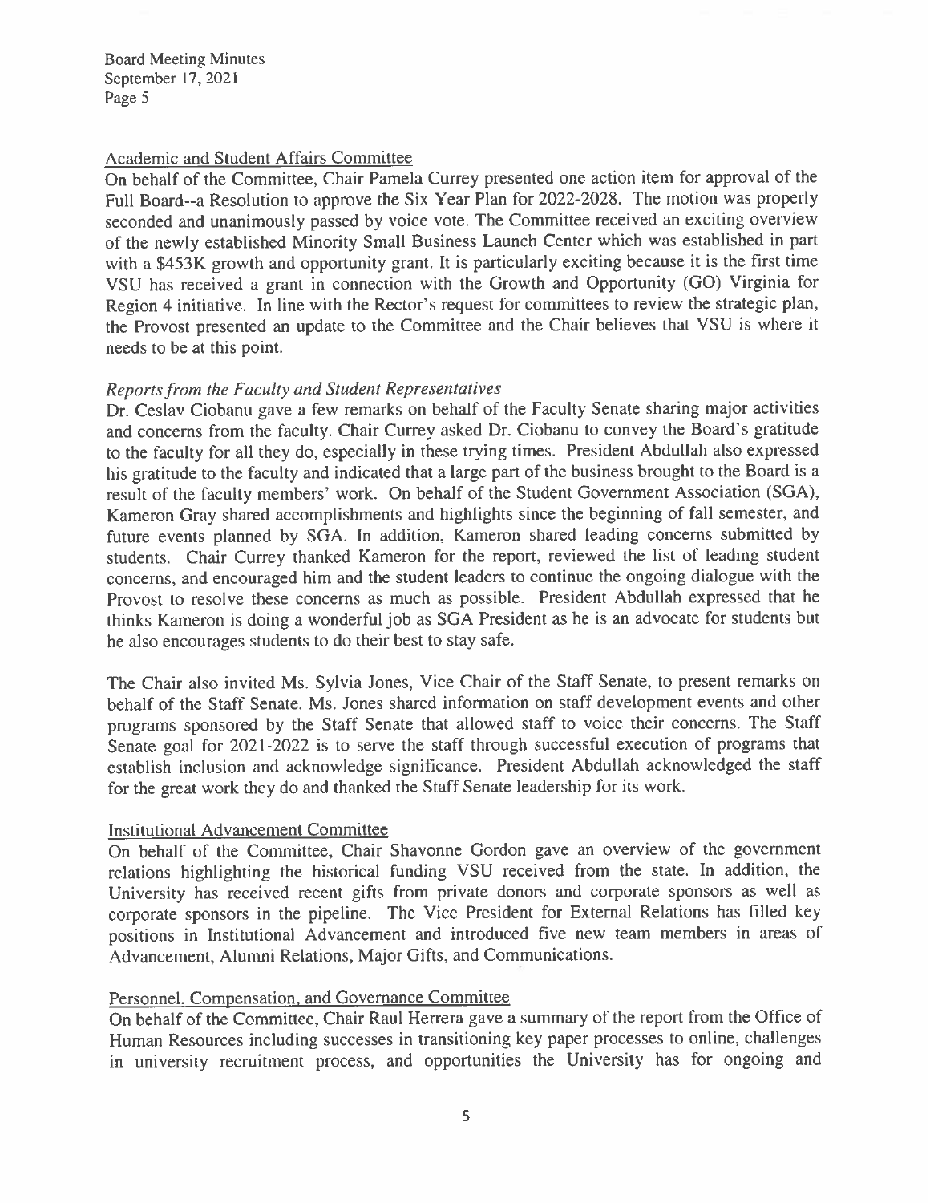Academic and Student Affairs Committee

On behalf of the Committee, Chair Pamela Currey presented one action item for approval of the Full Board--a Resolution to approve the Six Year Plan for 2022-2028. The motion was properly seconded and unanimously passed by voice vote. The Committee received an exciting overview of the newly established Minority Small Business Launch Center which was established in part with a $453K growth and opportunity grant. It is particularly exciting because it is the first time VSU has received a grant in connection with the Growth and Opportunity (GO) Virginia for Region 4 initiative. In line with the Rector's request for committees to review the strategic plan, the Provost presented an update to the Committee and the Chair believes that VSU is where it needs to be at this point.

*Reports from the Faculty and Student Representatives*

Dr. Ceslav Ciobanu gave a few remarks on behalf of the Faculty Senate sharing major activities and concerns from the faculty. Chair Currey asked Dr. Ciobanu to convey the Board's gratitude to the faculty for all they do, especially in these trying times. President Abdullah also expressed his gratitude to the faculty and indicated that a large part of the business brought to the Board is a result of the faculty members' work. On behalf of the Student Government Association (SGA), Kameron Gray shared accomplishments and highlights since the beginning of fall semester, and future events planned by SGA. In addition, Kameron shared leading concerns submitted by students. Chair Currey thanked Kameron for the report, reviewed the list of leading student concerns, and encouraged him and the student leaders to continue the ongoing dialogue with the Provost to resolve these concerns as much as possible. President Abdullah expressed that he thinks Kameron is doing a wonderful job as SGA President as he is an advocate for students but he also encourages students to do their best to stay safe.

The Chair also invited Ms. Sylvia Jones, Vice Chair of the Staff Senate, to present remarks on behalf of the Staff Senate. Ms. Jones shared information on staff development events and other programs sponsored by the Staff Senate that allowed staff to voice their concerns. The Staff Senate goal for 2021-2022 is to serve the staff through successful execution of programs that establish inclusion and acknowledge significance. President Abdullah acknowledged the staff for the great work they do and thanked the Staff Senate leadership for its work.

Institutional Advancement Committee

On behalf of the Committee, Chair Shavonne Gordon gave an overview of the government relations highlighting the historical funding VSU received from the state. In addition, the University has received recent gifts from private donors and corporate sponsors as well as corporate sponsors in the pipeline. The Vice President for External Relations has filled key positions in Institutional Advancement and introduced five new team members in areas of Advancement, Alumni Relations, Major Gifts, and Communications.

Personnel, Compensation, and Governance Committee

On behalf of the Committee, Chair Raul Herrera gave a summary of the report from the Office of Human Resources including successes in transitioning key paper processes to online, challenges in university recruitment process, and opportunities the University has for ongoing and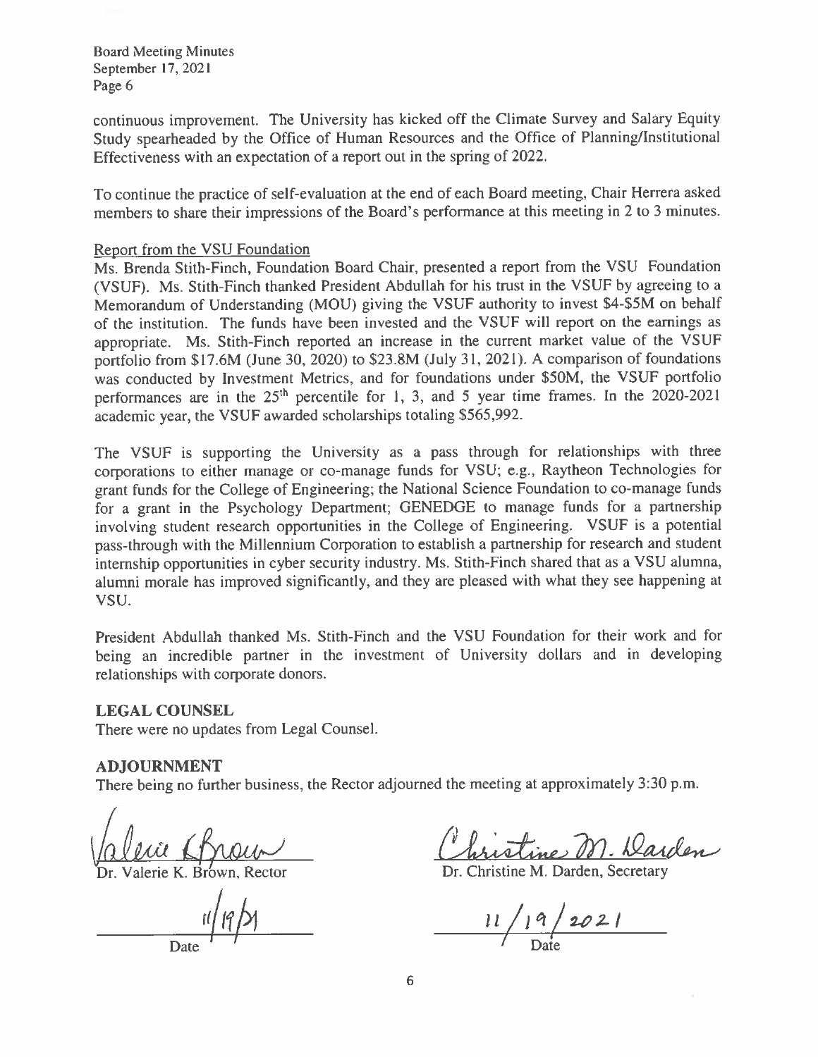continuous improvement. The University has kicked off the Climate Survey and Salary Equity Study spearheaded by the Office of Human Resources and the Office of Planning/Institutional Effectiveness with an expectation of a report out in the spring of 2022.

To continue the practice of self-evaluation at the end of each Board meeting, Chair Herrera asked members to share their impressions of the Board's performance at this meeting in 2 to 3 minutes.

Report from the VSU Foundation

Ms. Brenda Stith-Finch, Foundation Board Chair, presented a report from the VSU Foundation (VSUF). Ms. Stith-Finch thanked President Abdullah for his trust in the VSUF by agreeing to a Memorandum of Understanding (MOU) giving the VSUF authority to invest $4-$5M on behalf of the institution. The funds have been invested and the VSUF will report on the earnings as appropriate. Ms. Stith-Finch reported an increase in the current market value of the VSUF portfolio from $17.6M (June 30, 2020) to $23.8M (July 31, 2021). A comparison of foundations was conducted by Investment Metrics, and for foundations under $50M, the VSUF portfolio performances are in the 25th percentile for 1, 3, and 5 year time frames. In the 2020-2021 academic year, the VSUF awarded scholarships totaling $565,992.

The VSUF is supporting the University as a pass through for relationships with three corporations to either manage or co-manage funds for VSU; e.g., Raytheon Technologies for grant funds for the College of Engineering; the National Science Foundation to co-manage funds for a grant in the Psychology Department; GENEDGE to manage funds for a partnership involving student research opportunities in the College of Engineering. VSUF is a potential pass-through with the Millennium Corporation to establish a partnership for research and student internship opportunities in cyber security industry. Ms. Stith-Finch shared that as a VSU alumna, alumni morale has improved significantly, and they are pleased with what they see happening at VSU.

President Abdullah thanked Ms. Stith-Finch and the VSU Foundation for their work and for being an incredible partner in the investment of University dollars and in developing relationships with corporate donors.

**LEGAL COUNSEL**

There were no updates from Legal Counsel.

**ADJOURNMENT**

There being no further business, the Rector adjourned the meeting at approximately 3:30 p.m.

Dr. Valerie K. Brown, Rector

11/19/21
Date

Dr. Christine M. Darden, Secretary

11/19/2021
Date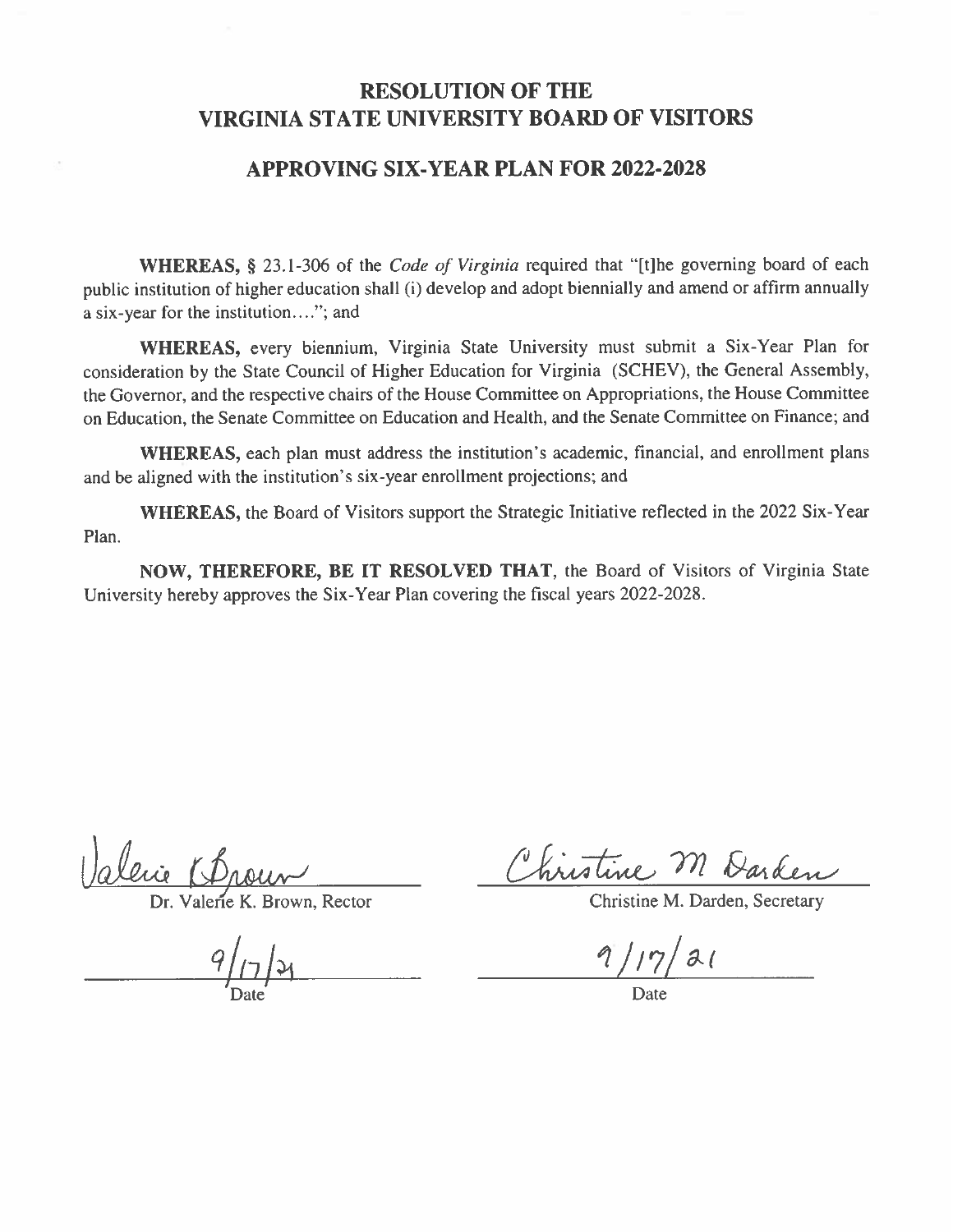# RESOLUTION OF THE VIRGINIA STATE UNIVERSITY BOARD OF VISITORS

## APPROVING SIX-YEAR PLAN FOR 2022-2028

**WHEREAS,** § 23.1-306 of the *Code of Virginia* required that "[t]he governing board of each public institution of higher education shall (i) develop and adopt biennially and amend or affirm annually a six-year for the institution…."; and

**WHEREAS,** every biennium, Virginia State University must submit a Six-Year Plan for consideration by the State Council of Higher Education for Virginia (SCHEV), the General Assembly, the Governor, and the respective chairs of the House Committee on Appropriations, the House Committee on Education, the Senate Committee on Education and Health, and the Senate Committee on Finance; and

**WHEREAS,** each plan must address the institution's academic, financial, and enrollment plans and be aligned with the institution's six-year enrollment projections; and

**WHEREAS,** the Board of Visitors support the Strategic Initiative reflected in the 2022 Six-Year Plan.

**NOW, THEREFORE, BE IT RESOLVED THAT**, the Board of Visitors of Virginia State University hereby approves the Six-Year Plan covering the fiscal years 2022-2028.

Valerie K Brown
Dr. Valerie K. Brown, Rector

9/17/21
Date

Christine M Darden
Christine M. Darden, Secretary

9/17/21
Date